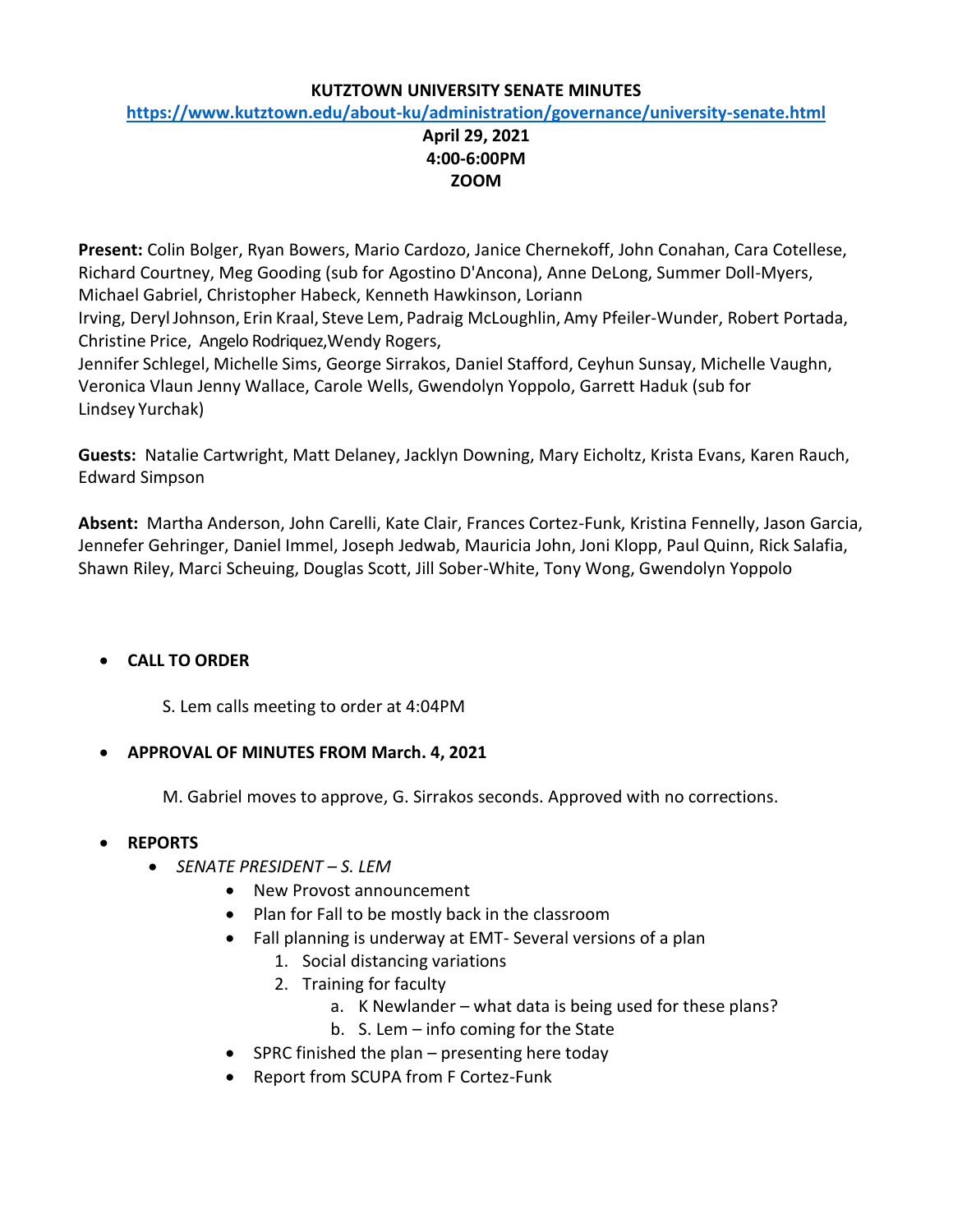**KUTZTOWN UNIVERSITY SENATE MINUTES**

**https://www.kutztown.edu/about-ku/administration/governance/university-senate.html**

**April 29, 2021**
**4:00-6:00PM**
**ZOOM**

**Present:** Colin Bolger, Ryan Bowers, Mario Cardozo, Janice Chernekoff, John Conahan, Cara Cotellese, Richard Courtney, Meg Gooding (sub for Agostino D'Ancona), Anne DeLong, Summer Doll-Myers, Michael Gabriel, Christopher Habeck, Kenneth Hawkinson, Loriann Irving, Deryl Johnson, Erin Kraal, Steve Lem, Padraig McLoughlin, Amy Pfeiler-Wunder, Robert Portada, Christine Price, Angelo Rodriquez,Wendy Rogers, Jennifer Schlegel, Michelle Sims, George Sirrakos, Daniel Stafford, Ceyhun Sunsay, Michelle Vaughn, Veronica Vlaun Jenny Wallace, Carole Wells, Gwendolyn Yoppolo, Garrett Haduk (sub for Lindsey Yurchak)

**Guests:** Natalie Cartwright, Matt Delaney, Jacklyn Downing, Mary Eicholtz, Krista Evans, Karen Rauch, Edward Simpson

**Absent:** Martha Anderson, John Carelli, Kate Clair, Frances Cortez-Funk, Kristina Fennelly, Jason Garcia, Jennefer Gehringer, Daniel Immel, Joseph Jedwab, Mauricia John, Joni Klopp, Paul Quinn, Rick Salafia, Shawn Riley, Marci Scheuing, Douglas Scott, Jill Sober-White, Tony Wong, Gwendolyn Yoppolo

- **CALL TO ORDER**

  S. Lem calls meeting to order at 4:04PM

- **APPROVAL OF MINUTES FROM March. 4, 2021**

  M. Gabriel moves to approve, G. Sirrakos seconds. Approved with no corrections.

- **REPORTS**
  - *SENATE PRESIDENT – S. LEM*
    - New Provost announcement
    - Plan for Fall to be mostly back in the classroom
    - Fall planning is underway at EMT- Several versions of a plan
      1. Social distancing variations
      2. Training for faculty
         a. K Newlander – what data is being used for these plans?
         b. S. Lem – info coming for the State
    - SPRC finished the plan – presenting here today
    - Report from SCUPA from F Cortez-Funk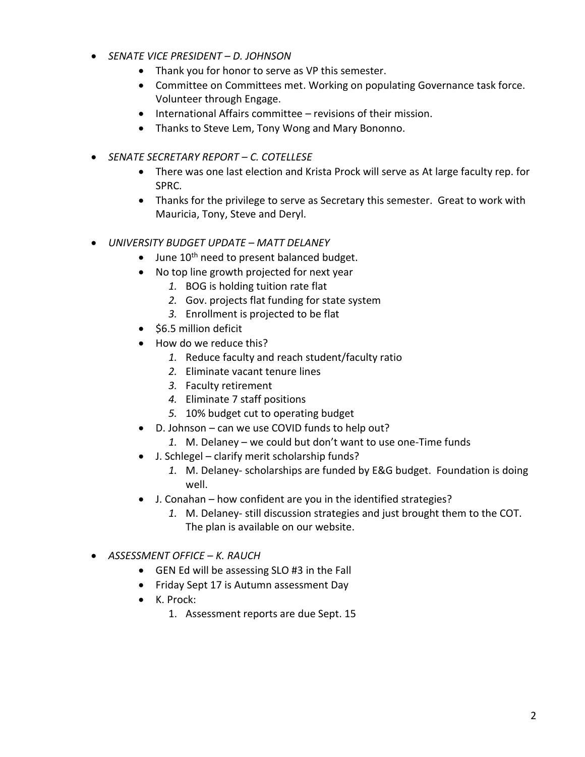- *SENATE VICE PRESIDENT – D. JOHNSON*
    - Thank you for honor to serve as VP this semester.
    - Committee on Committees met. Working on populating Governance task force. Volunteer through Engage.
    - International Affairs committee – revisions of their mission.
    - Thanks to Steve Lem, Tony Wong and Mary Bononno.

- *SENATE SECRETARY REPORT – C. COTELLESE*
    - There was one last election and Krista Prock will serve as At large faculty rep. for SPRC.
    - Thanks for the privilege to serve as Secretary this semester. Great to work with Mauricia, Tony, Steve and Deryl.

- *UNIVERSITY BUDGET UPDATE – MATT DELANEY*
    - June 10th need to present balanced budget.
    - No top line growth projected for next year
        1. BOG is holding tuition rate flat
        2. Gov. projects flat funding for state system
        3. Enrollment is projected to be flat
    - \$6.5 million deficit
    - How do we reduce this?
        1. Reduce faculty and reach student/faculty ratio
        2. Eliminate vacant tenure lines
        3. Faculty retirement
        4. Eliminate 7 staff positions
        5. 10% budget cut to operating budget
    - D. Johnson – can we use COVID funds to help out?
        1. M. Delaney – we could but don't want to use one-Time funds
    - J. Schlegel – clarify merit scholarship funds?
        1. M. Delaney- scholarships are funded by E&G budget. Foundation is doing well.
    - J. Conahan – how confident are you in the identified strategies?
        1. M. Delaney- still discussion strategies and just brought them to the COT. The plan is available on our website.

- *ASSESSMENT OFFICE – K. RAUCH*
    - GEN Ed will be assessing SLO #3 in the Fall
    - Friday Sept 17 is Autumn assessment Day
    - K. Prock:
        1. Assessment reports are due Sept. 15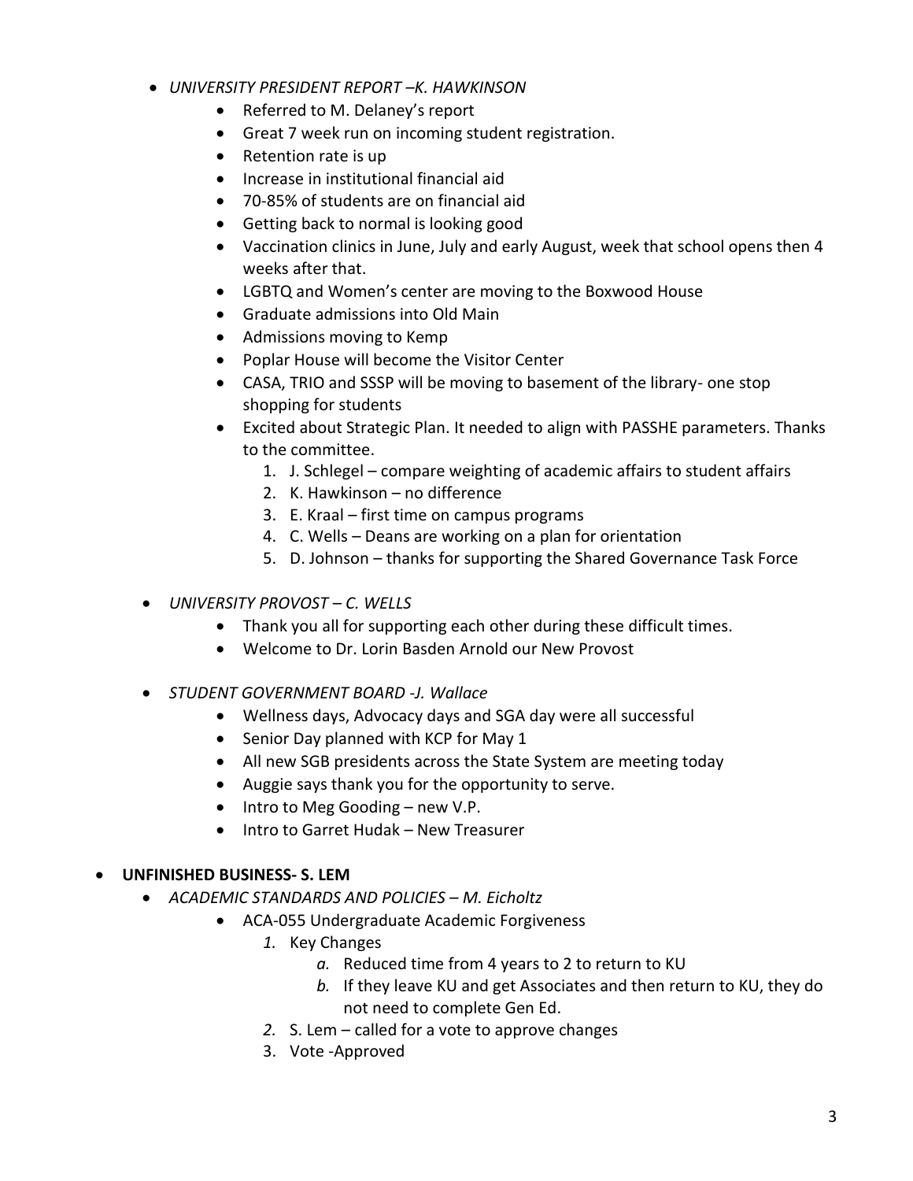- *UNIVERSITY PRESIDENT REPORT –K. HAWKINSON*
  - Referred to M. Delaney's report
  - Great 7 week run on incoming student registration.
  - Retention rate is up
  - Increase in institutional financial aid
  - 70-85% of students are on financial aid
  - Getting back to normal is looking good
  - Vaccination clinics in June, July and early August, week that school opens then 4 weeks after that.
  - LGBTQ and Women's center are moving to the Boxwood House
  - Graduate admissions into Old Main
  - Admissions moving to Kemp
  - Poplar House will become the Visitor Center
  - CASA, TRIO and SSSP will be moving to basement of the library- one stop shopping for students
  - Excited about Strategic Plan. It needed to align with PASSHE parameters. Thanks to the committee.
    1. J. Schlegel – compare weighting of academic affairs to student affairs
    2. K. Hawkinson – no difference
    3. E. Kraal – first time on campus programs
    4. C. Wells – Deans are working on a plan for orientation
    5. D. Johnson – thanks for supporting the Shared Governance Task Force

- *UNIVERSITY PROVOST – C. WELLS*
  - Thank you all for supporting each other during these difficult times.
  - Welcome to Dr. Lorin Basden Arnold our New Provost

- *STUDENT GOVERNMENT BOARD -J. Wallace*
  - Wellness days, Advocacy days and SGA day were all successful
  - Senior Day planned with KCP for May 1
  - All new SGB presidents across the State System are meeting today
  - Auggie says thank you for the opportunity to serve.
  - Intro to Meg Gooding – new V.P.
  - Intro to Garret Hudak – New Treasurer

- **UNFINISHED BUSINESS- S. LEM**
  - *ACADEMIC STANDARDS AND POLICIES – M. Eicholtz*
    - ACA-055 Undergraduate Academic Forgiveness
      1. Key Changes
         a. Reduced time from 4 years to 2 to return to KU
         b. If they leave KU and get Associates and then return to KU, they do not need to complete Gen Ed.
      2. S. Lem – called for a vote to approve changes
      3. Vote -Approved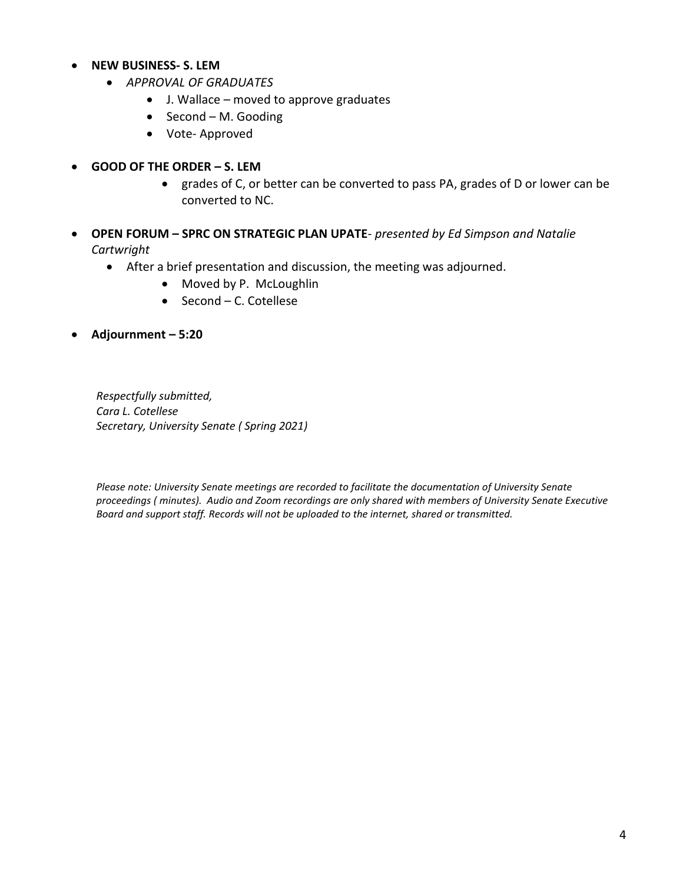- **NEW BUSINESS- S. LEM**
  - *APPROVAL OF GRADUATES*
    - J. Wallace – moved to approve graduates
    - Second – M. Gooding
    - Vote- Approved

- **GOOD OF THE ORDER – S. LEM**
  - grades of C, or better can be converted to pass PA, grades of D or lower can be converted to NC.

- **OPEN FORUM – SPRC ON STRATEGIC PLAN UPATE**- *presented by Ed Simpson and Natalie Cartwright*
  - After a brief presentation and discussion, the meeting was adjourned.
    - Moved by P. McLoughlin
    - Second – C. Cotellese

- **Adjournment – 5:20**

*Respectfully submitted,*
*Cara L. Cotellese*
*Secretary, University Senate ( Spring 2021)*

*Please note: University Senate meetings are recorded to facilitate the documentation of University Senate proceedings ( minutes). Audio and Zoom recordings are only shared with members of University Senate Executive Board and support staff. Records will not be uploaded to the internet, shared or transmitted.*